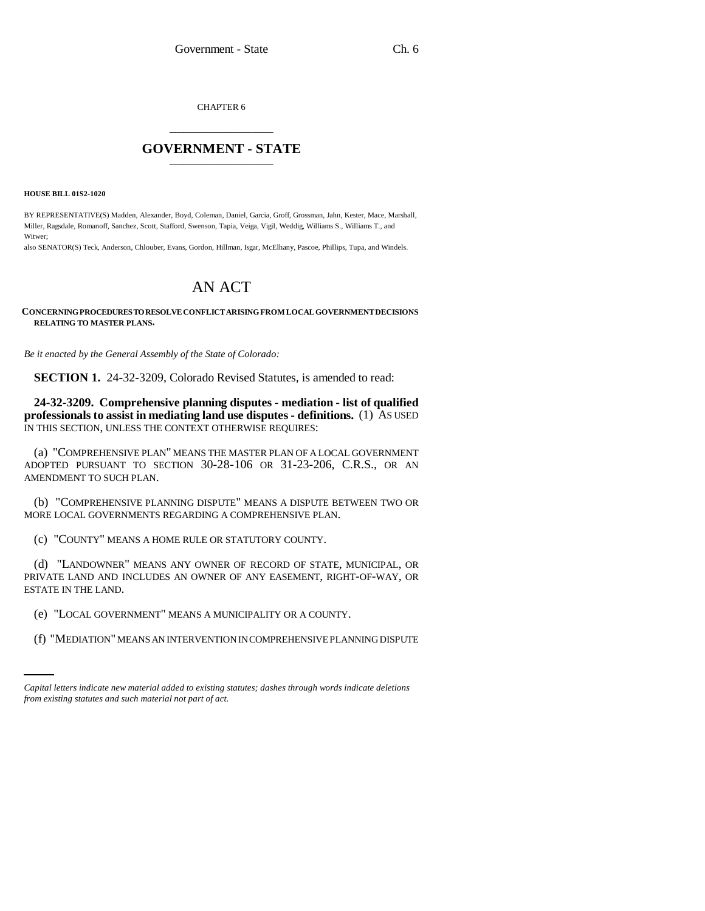CHAPTER 6

## GOVERNMENT - STATE

**HOUSE BILL 01S2-1020**

BY REPRESENTATIVE(S) Madden, Alexander, Boyd, Coleman, Daniel, Garcia, Groff, Grossman, Jahn, Kester, Mace, Marshall, Miller, Ragsdale, Romanoff, Sanchez, Scott, Stafford, Swenson, Tapia, Veiga, Vigil, Weddig, Williams S., Williams T., and Witwer;

also SENATOR(S) Teck, Anderson, Chlouber, Evans, Gordon, Hillman, Isgar, McElhany, Pascoe, Phillips, Tupa, and Windels.

# AN ACT

**CONCERNING PROCEDURES TO RESOLVE CONFLICT ARISING FROM LOCAL GOVERNMENT DECISIONS RELATING TO MASTER PLANS.**

*Be it enacted by the General Assembly of the State of Colorado:*

**SECTION 1.** 24-32-3209, Colorado Revised Statutes, is amended to read:

**24-32-3209. Comprehensive planning disputes - mediation - list of qualified professionals to assist in mediating land use disputes - definitions.** (1) AS USED IN THIS SECTION, UNLESS THE CONTEXT OTHERWISE REQUIRES:

(a) "COMPREHENSIVE PLAN" MEANS THE MASTER PLAN OF A LOCAL GOVERNMENT ADOPTED PURSUANT TO SECTION 30-28-106 OR 31-23-206, C.R.S., OR AN AMENDMENT TO SUCH PLAN.

(b) "COMPREHENSIVE PLANNING DISPUTE" MEANS A DISPUTE BETWEEN TWO OR MORE LOCAL GOVERNMENTS REGARDING A COMPREHENSIVE PLAN.

(c) "COUNTY" MEANS A HOME RULE OR STATUTORY COUNTY.

(d) "LANDOWNER" MEANS ANY OWNER OF RECORD OF STATE, MUNICIPAL, OR PRIVATE LAND AND INCLUDES AN OWNER OF ANY EASEMENT, RIGHT-OF-WAY, OR ESTATE IN THE LAND.

(e) "LOCAL GOVERNMENT" MEANS A MUNICIPALITY OR A COUNTY.

(f) "MEDIATION" MEANS AN INTERVENTION IN COMPREHENSIVE PLANNING DISPUTE

*Capital letters indicate new material added to existing statutes; dashes through words indicate deletions from existing statutes and such material not part of act.*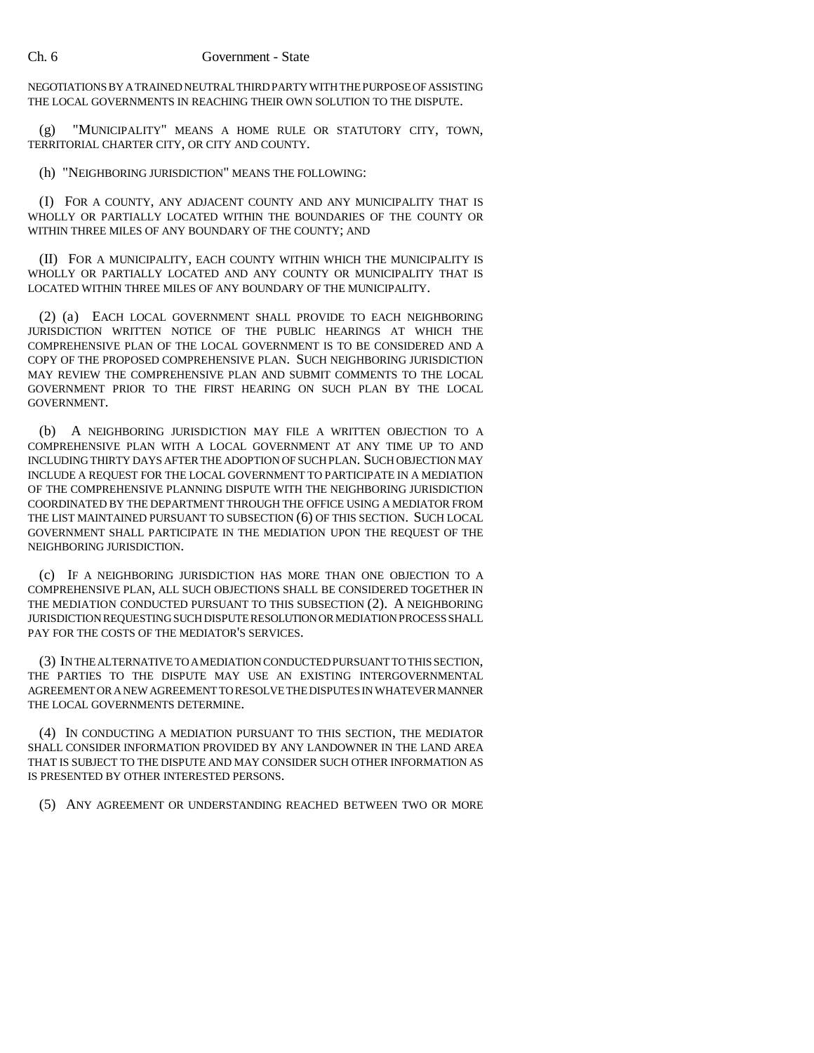NEGOTIATIONS BY A TRAINED NEUTRAL THIRD PARTY WITH THE PURPOSE OF ASSISTING THE LOCAL GOVERNMENTS IN REACHING THEIR OWN SOLUTION TO THE DISPUTE.

(g) "MUNICIPALITY" MEANS A HOME RULE OR STATUTORY CITY, TOWN, TERRITORIAL CHARTER CITY, OR CITY AND COUNTY.

(h) "NEIGHBORING JURISDICTION" MEANS THE FOLLOWING:

(I) FOR A COUNTY, ANY ADJACENT COUNTY AND ANY MUNICIPALITY THAT IS WHOLLY OR PARTIALLY LOCATED WITHIN THE BOUNDARIES OF THE COUNTY OR WITHIN THREE MILES OF ANY BOUNDARY OF THE COUNTY; AND

(II) FOR A MUNICIPALITY, EACH COUNTY WITHIN WHICH THE MUNICIPALITY IS WHOLLY OR PARTIALLY LOCATED AND ANY COUNTY OR MUNICIPALITY THAT IS LOCATED WITHIN THREE MILES OF ANY BOUNDARY OF THE MUNICIPALITY.

(2) (a) EACH LOCAL GOVERNMENT SHALL PROVIDE TO EACH NEIGHBORING JURISDICTION WRITTEN NOTICE OF THE PUBLIC HEARINGS AT WHICH THE COMPREHENSIVE PLAN OF THE LOCAL GOVERNMENT IS TO BE CONSIDERED AND A COPY OF THE PROPOSED COMPREHENSIVE PLAN. SUCH NEIGHBORING JURISDICTION MAY REVIEW THE COMPREHENSIVE PLAN AND SUBMIT COMMENTS TO THE LOCAL GOVERNMENT PRIOR TO THE FIRST HEARING ON SUCH PLAN BY THE LOCAL GOVERNMENT.

(b) A NEIGHBORING JURISDICTION MAY FILE A WRITTEN OBJECTION TO A COMPREHENSIVE PLAN WITH A LOCAL GOVERNMENT AT ANY TIME UP TO AND INCLUDING THIRTY DAYS AFTER THE ADOPTION OF SUCH PLAN. SUCH OBJECTION MAY INCLUDE A REQUEST FOR THE LOCAL GOVERNMENT TO PARTICIPATE IN A MEDIATION OF THE COMPREHENSIVE PLANNING DISPUTE WITH THE NEIGHBORING JURISDICTION COORDINATED BY THE DEPARTMENT THROUGH THE OFFICE USING A MEDIATOR FROM THE LIST MAINTAINED PURSUANT TO SUBSECTION (6) OF THIS SECTION. SUCH LOCAL GOVERNMENT SHALL PARTICIPATE IN THE MEDIATION UPON THE REQUEST OF THE NEIGHBORING JURISDICTION.

(c) IF A NEIGHBORING JURISDICTION HAS MORE THAN ONE OBJECTION TO A COMPREHENSIVE PLAN, ALL SUCH OBJECTIONS SHALL BE CONSIDERED TOGETHER IN THE MEDIATION CONDUCTED PURSUANT TO THIS SUBSECTION (2). A NEIGHBORING JURISDICTION REQUESTING SUCH DISPUTE RESOLUTION OR MEDIATION PROCESS SHALL PAY FOR THE COSTS OF THE MEDIATOR'S SERVICES.

(3) IN THE ALTERNATIVE TO A MEDIATION CONDUCTED PURSUANT TO THIS SECTION, THE PARTIES TO THE DISPUTE MAY USE AN EXISTING INTERGOVERNMENTAL AGREEMENT OR A NEW AGREEMENT TO RESOLVE THE DISPUTES IN WHATEVER MANNER THE LOCAL GOVERNMENTS DETERMINE.

(4) IN CONDUCTING A MEDIATION PURSUANT TO THIS SECTION, THE MEDIATOR SHALL CONSIDER INFORMATION PROVIDED BY ANY LANDOWNER IN THE LAND AREA THAT IS SUBJECT TO THE DISPUTE AND MAY CONSIDER SUCH OTHER INFORMATION AS IS PRESENTED BY OTHER INTERESTED PERSONS.

(5) ANY AGREEMENT OR UNDERSTANDING REACHED BETWEEN TWO OR MORE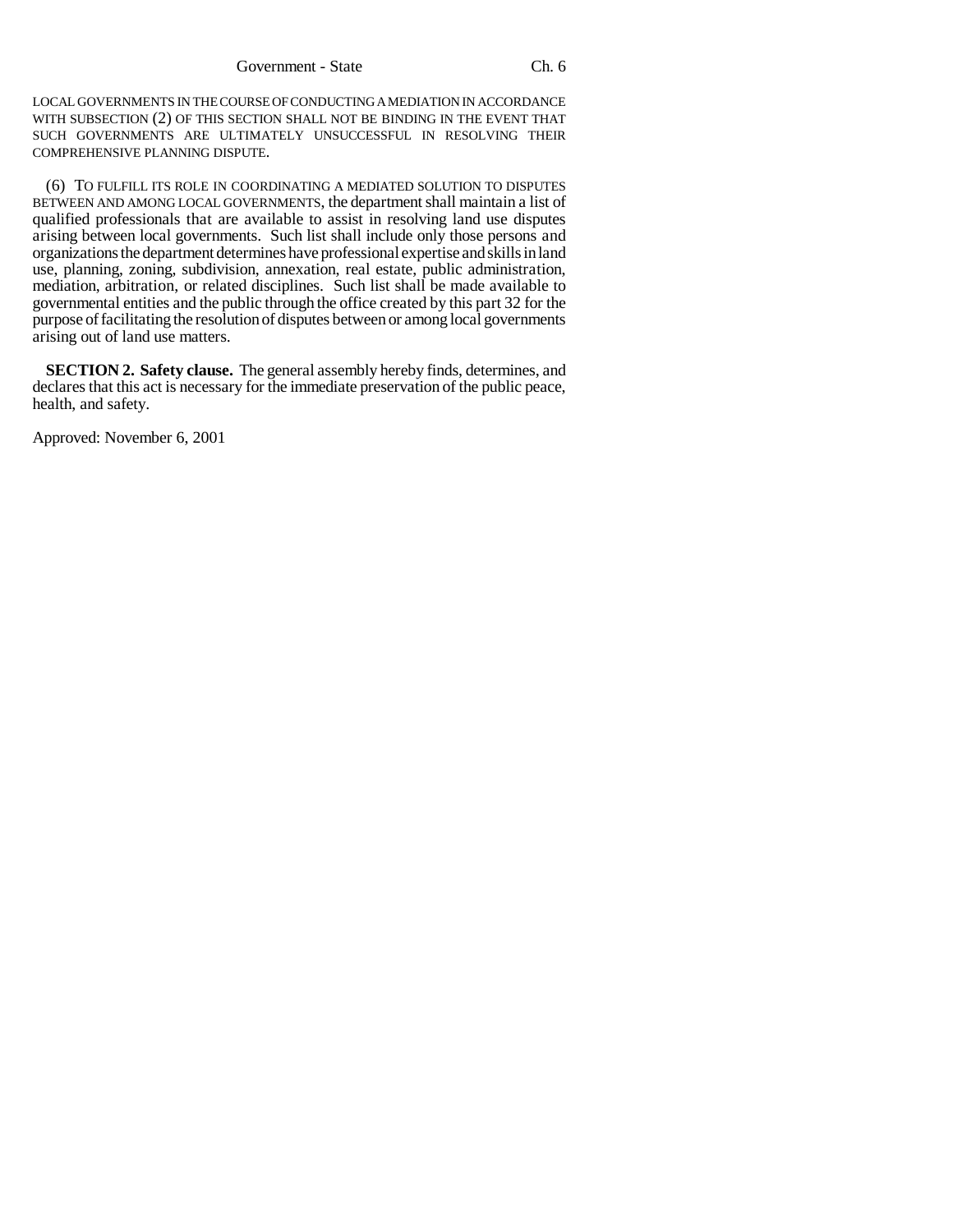LOCAL GOVERNMENTS IN THE COURSE OF CONDUCTING A MEDIATION IN ACCORDANCE WITH SUBSECTION (2) OF THIS SECTION SHALL NOT BE BINDING IN THE EVENT THAT SUCH GOVERNMENTS ARE ULTIMATELY UNSUCCESSFUL IN RESOLVING THEIR COMPREHENSIVE PLANNING DISPUTE.

(6) TO FULFILL ITS ROLE IN COORDINATING A MEDIATED SOLUTION TO DISPUTES BETWEEN AND AMONG LOCAL GOVERNMENTS, the department shall maintain a list of qualified professionals that are available to assist in resolving land use disputes arising between local governments. Such list shall include only those persons and organizations the department determines have professional expertise and skills in land use, planning, zoning, subdivision, annexation, real estate, public administration, mediation, arbitration, or related disciplines. Such list shall be made available to governmental entities and the public through the office created by this part 32 for the purpose of facilitating the resolution of disputes between or among local governments arising out of land use matters.

**SECTION 2. Safety clause.** The general assembly hereby finds, determines, and declares that this act is necessary for the immediate preservation of the public peace, health, and safety.

Approved: November 6, 2001